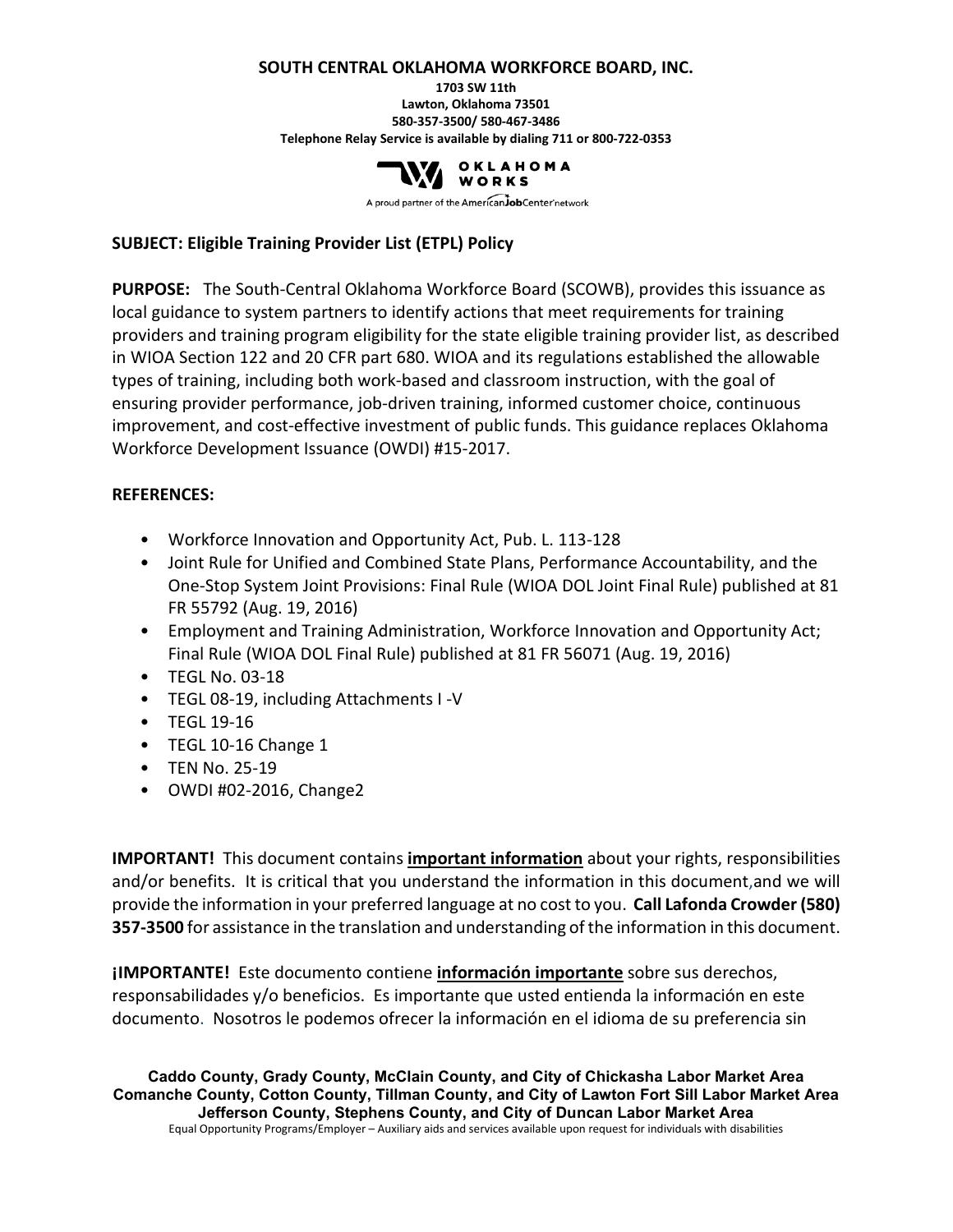**SOUTH CENTRAL OKLAHOMA WORKFORCE BOARD, INC.**

**1703 SW 11th**
**Lawton, Oklahoma 73501**
**580-357-3500/ 580-467-3486**
**Telephone Relay Service is available by dialing 711 or 800-722-0353**

OKLAHOMA WORKS
A proud partner of the AmericanJobCenter network

**SUBJECT: Eligible Training Provider List (ETPL) Policy**

**PURPOSE:** The South-Central Oklahoma Workforce Board (SCOWB), provides this issuance as local guidance to system partners to identify actions that meet requirements for training providers and training program eligibility for the state eligible training provider list, as described in WIOA Section 122 and 20 CFR part 680. WIOA and its regulations established the allowable types of training, including both work-based and classroom instruction, with the goal of ensuring provider performance, job-driven training, informed customer choice, continuous improvement, and cost-effective investment of public funds. This guidance replaces Oklahoma Workforce Development Issuance (OWDI) #15-2017.

**REFERENCES:**

- Workforce Innovation and Opportunity Act, Pub. L. 113-128
- Joint Rule for Unified and Combined State Plans, Performance Accountability, and the One-Stop System Joint Provisions: Final Rule (WIOA DOL Joint Final Rule) published at 81 FR 55792 (Aug. 19, 2016)
- Employment and Training Administration, Workforce Innovation and Opportunity Act; Final Rule (WIOA DOL Final Rule) published at 81 FR 56071 (Aug. 19, 2016)
- TEGL No. 03-18
- TEGL 08-19, including Attachments I -V
- TEGL 19-16
- TEGL 10-16 Change 1
- TEN No. 25-19
- OWDI #02-2016, Change2

**IMPORTANT!** This document contains **important information** about your rights, responsibilities and/or benefits. It is critical that you understand the information in this document, and we will provide the information in your preferred language at no cost to you. **Call Lafonda Crowder (580) 357-3500** for assistance in the translation and understanding of the information in this document.

**¡IMPORTANTE!** Este documento contiene **información importante** sobre sus derechos, responsabilidades y/o beneficios. Es importante que usted entienda la información en este documento. Nosotros le podemos ofrecer la información en el idioma de su preferencia sin

**Caddo County, Grady County, McClain County, and City of Chickasha Labor Market Area**
**Comanche County, Cotton County, Tillman County, and City of Lawton Fort Sill Labor Market Area**
**Jefferson County, Stephens County, and City of Duncan Labor Market Area**
Equal Opportunity Programs/Employer – Auxiliary aids and services available upon request for individuals with disabilities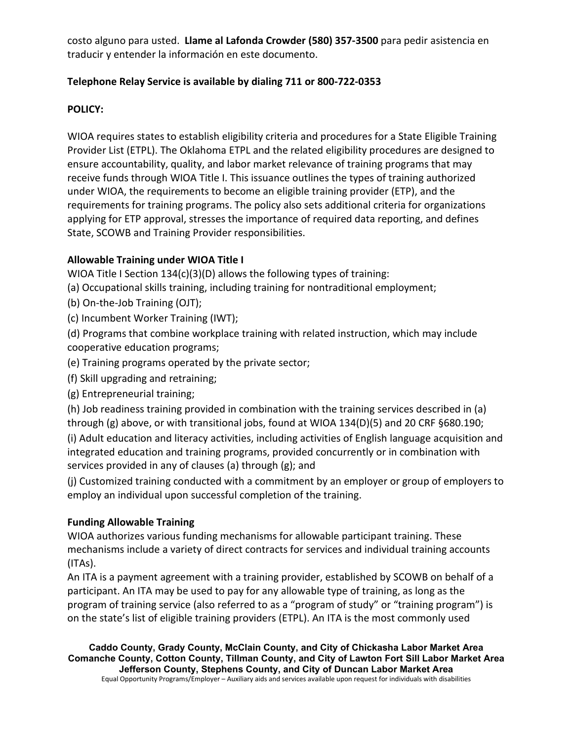costo alguno para usted. **Llame al Lafonda Crowder (580) 357-3500** para pedir asistencia en traducir y entender la información en este documento.

**Telephone Relay Service is available by dialing 711 or 800-722-0353**

**POLICY:**

WIOA requires states to establish eligibility criteria and procedures for a State Eligible Training Provider List (ETPL). The Oklahoma ETPL and the related eligibility procedures are designed to ensure accountability, quality, and labor market relevance of training programs that may receive funds through WIOA Title I. This issuance outlines the types of training authorized under WIOA, the requirements to become an eligible training provider (ETP), and the requirements for training programs. The policy also sets additional criteria for organizations applying for ETP approval, stresses the importance of required data reporting, and defines State, SCOWB and Training Provider responsibilities.

**Allowable Training under WIOA Title I**

WIOA Title I Section 134(c)(3)(D) allows the following types of training:

(a) Occupational skills training, including training for nontraditional employment;

(b) On-the-Job Training (OJT);

(c) Incumbent Worker Training (IWT);

(d) Programs that combine workplace training with related instruction, which may include cooperative education programs;

(e) Training programs operated by the private sector;

(f) Skill upgrading and retraining;

(g) Entrepreneurial training;

(h) Job readiness training provided in combination with the training services described in (a) through (g) above, or with transitional jobs, found at WIOA 134(D)(5) and 20 CRF §680.190;

(i) Adult education and literacy activities, including activities of English language acquisition and integrated education and training programs, provided concurrently or in combination with services provided in any of clauses (a) through (g); and

(j) Customized training conducted with a commitment by an employer or group of employers to employ an individual upon successful completion of the training.

**Funding Allowable Training**

WIOA authorizes various funding mechanisms for allowable participant training. These mechanisms include a variety of direct contracts for services and individual training accounts (ITAs).

An ITA is a payment agreement with a training provider, established by SCOWB on behalf of a participant. An ITA may be used to pay for any allowable type of training, as long as the program of training service (also referred to as a "program of study" or "training program") is on the state's list of eligible training providers (ETPL). An ITA is the most commonly used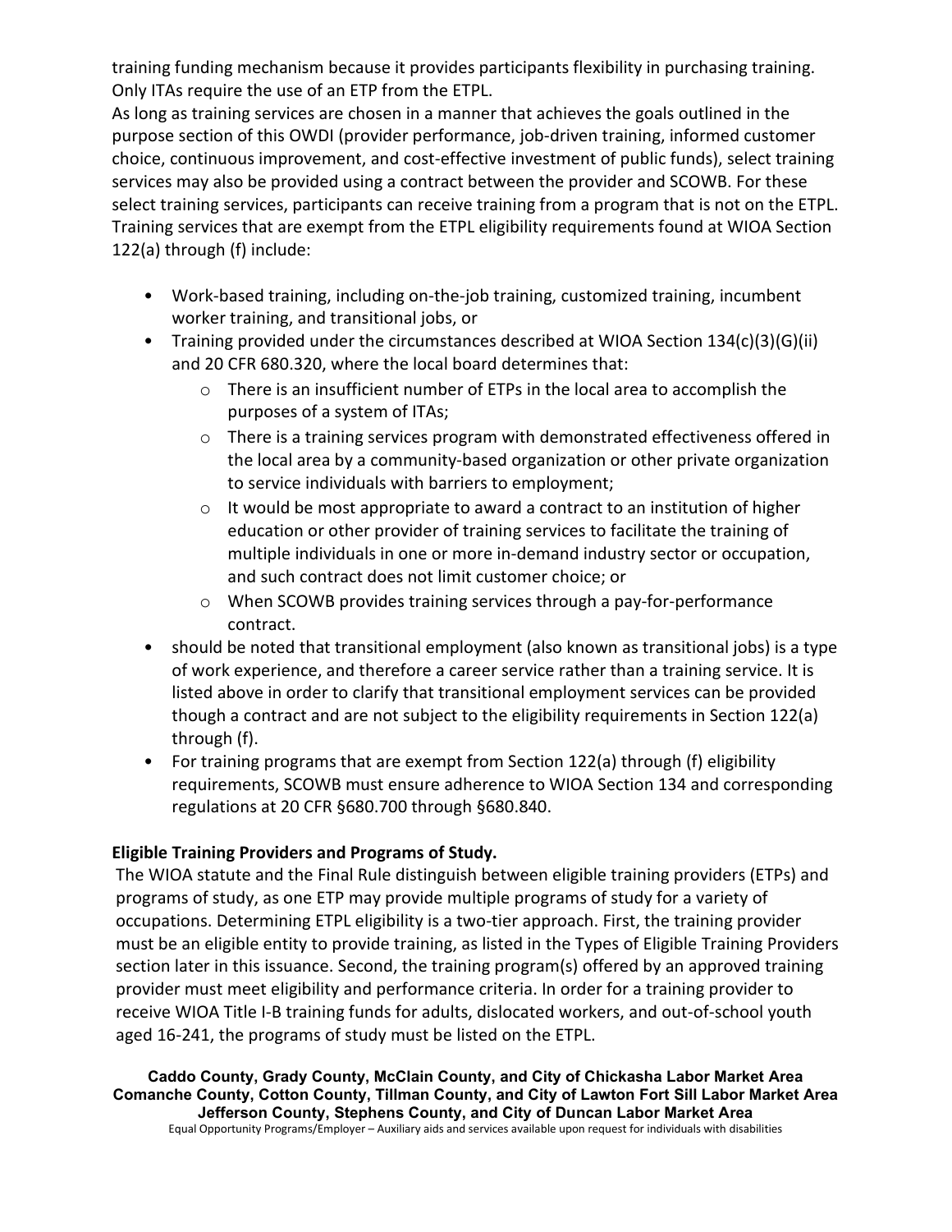training funding mechanism because it provides participants flexibility in purchasing training. Only ITAs require the use of an ETP from the ETPL.

As long as training services are chosen in a manner that achieves the goals outlined in the purpose section of this OWDI (provider performance, job-driven training, informed customer choice, continuous improvement, and cost-effective investment of public funds), select training services may also be provided using a contract between the provider and SCOWB. For these select training services, participants can receive training from a program that is not on the ETPL. Training services that are exempt from the ETPL eligibility requirements found at WIOA Section 122(a) through (f) include:

- Work-based training, including on-the-job training, customized training, incumbent worker training, and transitional jobs, or
- Training provided under the circumstances described at WIOA Section 134(c)(3)(G)(ii) and 20 CFR 680.320, where the local board determines that:
  - There is an insufficient number of ETPs in the local area to accomplish the purposes of a system of ITAs;
  - There is a training services program with demonstrated effectiveness offered in the local area by a community-based organization or other private organization to service individuals with barriers to employment;
  - It would be most appropriate to award a contract to an institution of higher education or other provider of training services to facilitate the training of multiple individuals in one or more in-demand industry sector or occupation, and such contract does not limit customer choice; or
  - When SCOWB provides training services through a pay-for-performance contract.
- should be noted that transitional employment (also known as transitional jobs) is a type of work experience, and therefore a career service rather than a training service. It is listed above in order to clarify that transitional employment services can be provided though a contract and are not subject to the eligibility requirements in Section 122(a) through (f).
- For training programs that are exempt from Section 122(a) through (f) eligibility requirements, SCOWB must ensure adherence to WIOA Section 134 and corresponding regulations at 20 CFR §680.700 through §680.840.

**Eligible Training Providers and Programs of Study.**

The WIOA statute and the Final Rule distinguish between eligible training providers (ETPs) and programs of study, as one ETP may provide multiple programs of study for a variety of occupations. Determining ETPL eligibility is a two-tier approach. First, the training provider must be an eligible entity to provide training, as listed in the Types of Eligible Training Providers section later in this issuance. Second, the training program(s) offered by an approved training provider must meet eligibility and performance criteria. In order for a training provider to receive WIOA Title I-B training funds for adults, dislocated workers, and out-of-school youth aged 16-241, the programs of study must be listed on the ETPL.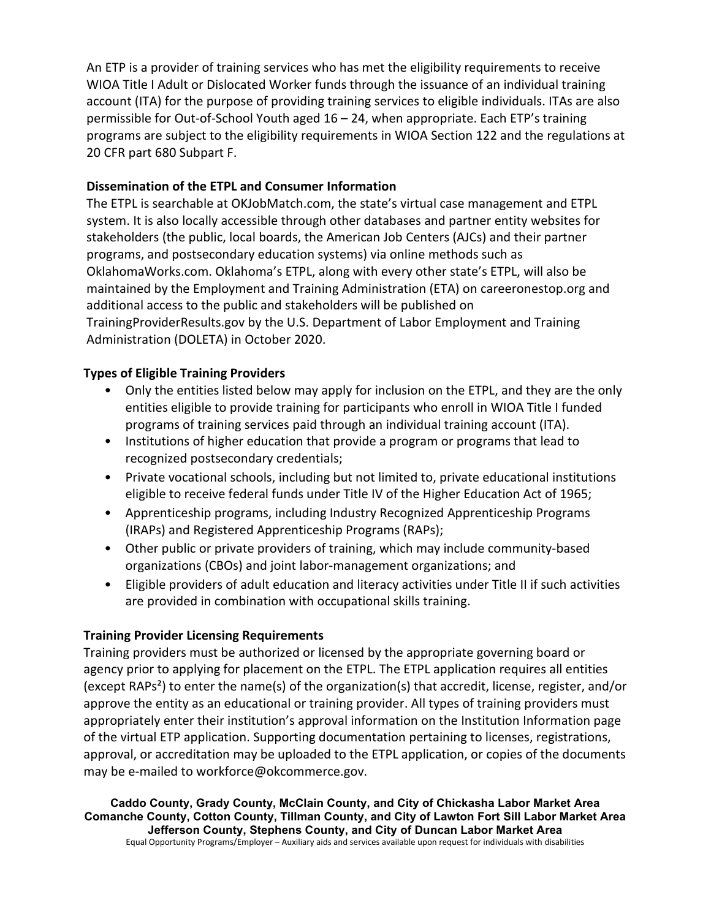An ETP is a provider of training services who has met the eligibility requirements to receive WIOA Title I Adult or Dislocated Worker funds through the issuance of an individual training account (ITA) for the purpose of providing training services to eligible individuals. ITAs are also permissible for Out-of-School Youth aged 16 – 24, when appropriate. Each ETP's training programs are subject to the eligibility requirements in WIOA Section 122 and the regulations at 20 CFR part 680 Subpart F.

**Dissemination of the ETPL and Consumer Information**

The ETPL is searchable at OKJobMatch.com, the state's virtual case management and ETPL system. It is also locally accessible through other databases and partner entity websites for stakeholders (the public, local boards, the American Job Centers (AJCs) and their partner programs, and postsecondary education systems) via online methods such as OklahomaWorks.com. Oklahoma's ETPL, along with every other state's ETPL, will also be maintained by the Employment and Training Administration (ETA) on careeronestop.org and additional access to the public and stakeholders will be published on TrainingProviderResults.gov by the U.S. Department of Labor Employment and Training Administration (DOLETA) in October 2020.

**Types of Eligible Training Providers**

- Only the entities listed below may apply for inclusion on the ETPL, and they are the only entities eligible to provide training for participants who enroll in WIOA Title I funded programs of training services paid through an individual training account (ITA).
- Institutions of higher education that provide a program or programs that lead to recognized postsecondary credentials;
- Private vocational schools, including but not limited to, private educational institutions eligible to receive federal funds under Title IV of the Higher Education Act of 1965;
- Apprenticeship programs, including Industry Recognized Apprenticeship Programs (IRAPs) and Registered Apprenticeship Programs (RAPs);
- Other public or private providers of training, which may include community-based organizations (CBOs) and joint labor-management organizations; and
- Eligible providers of adult education and literacy activities under Title II if such activities are provided in combination with occupational skills training.

**Training Provider Licensing Requirements**

Training providers must be authorized or licensed by the appropriate governing board or agency prior to applying for placement on the ETPL. The ETPL application requires all entities (except RAPs[2]) to enter the name(s) of the organization(s) that accredit, license, register, and/or approve the entity as an educational or training provider. All types of training providers must appropriately enter their institution's approval information on the Institution Information page of the virtual ETP application. Supporting documentation pertaining to licenses, registrations, approval, or accreditation may be uploaded to the ETPL application, or copies of the documents may be e-mailed to workforce@okcommerce.gov.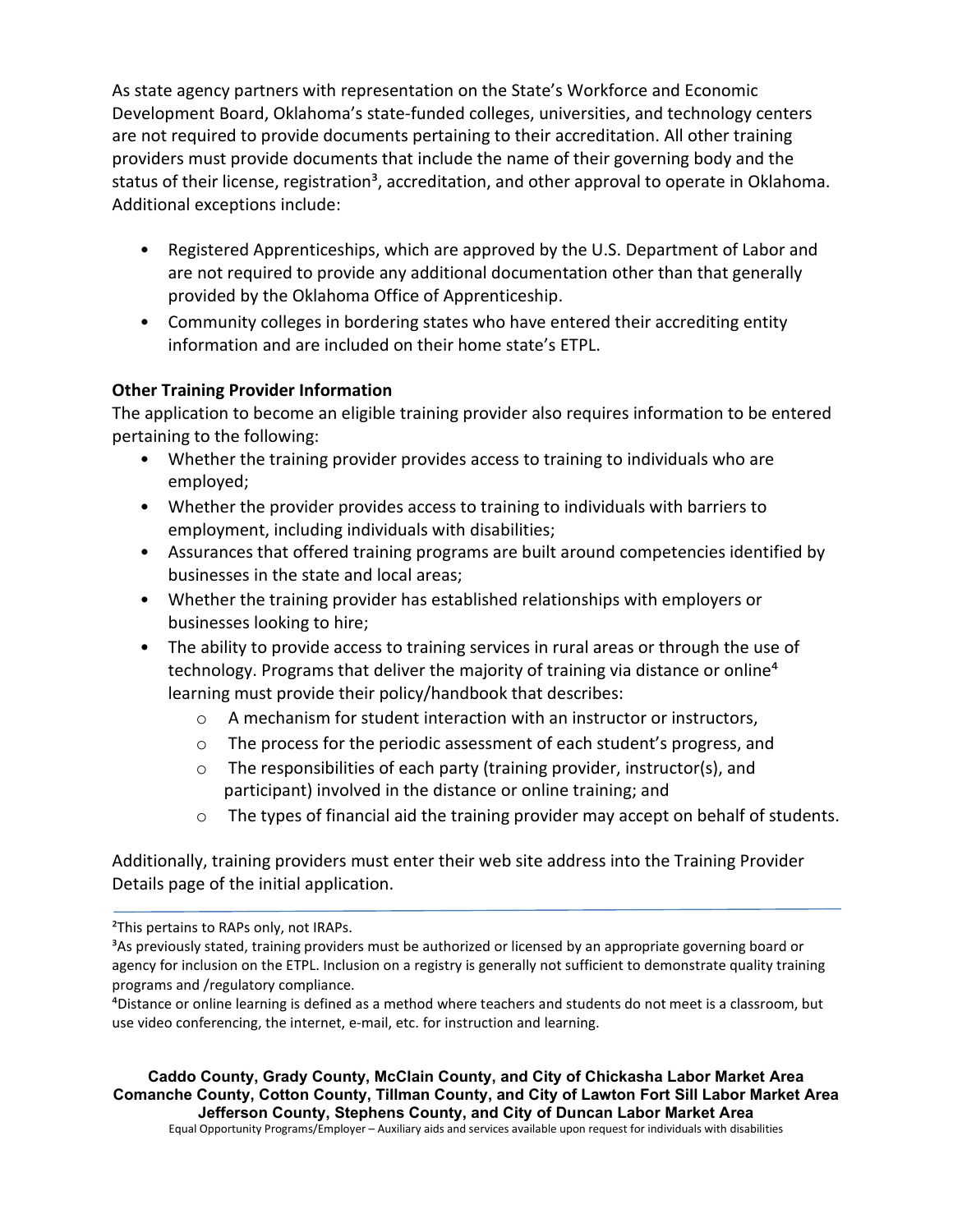As state agency partners with representation on the State's Workforce and Economic Development Board, Oklahoma's state-funded colleges, universities, and technology centers are not required to provide documents pertaining to their accreditation. All other training providers must provide documents that include the name of their governing body and the status of their license, registration[3], accreditation, and other approval to operate in Oklahoma. Additional exceptions include:

- Registered Apprenticeships, which are approved by the U.S. Department of Labor and are not required to provide any additional documentation other than that generally provided by the Oklahoma Office of Apprenticeship.
- Community colleges in bordering states who have entered their accrediting entity information and are included on their home state's ETPL.

**Other Training Provider Information**

The application to become an eligible training provider also requires information to be entered pertaining to the following:

- Whether the training provider provides access to training to individuals who are employed;
- Whether the provider provides access to training to individuals with barriers to employment, including individuals with disabilities;
- Assurances that offered training programs are built around competencies identified by businesses in the state and local areas;
- Whether the training provider has established relationships with employers or businesses looking to hire;
- The ability to provide access to training services in rural areas or through the use of technology. Programs that deliver the majority of training via distance or online[4] learning must provide their policy/handbook that describes:
  - A mechanism for student interaction with an instructor or instructors,
  - The process for the periodic assessment of each student's progress, and
  - The responsibilities of each party (training provider, instructor(s), and participant) involved in the distance or online training; and
  - The types of financial aid the training provider may accept on behalf of students.

Additionally, training providers must enter their web site address into the Training Provider Details page of the initial application.

---

[2]This pertains to RAPs only, not IRAPs.

[3]As previously stated, training providers must be authorized or licensed by an appropriate governing board or agency for inclusion on the ETPL. Inclusion on a registry is generally not sufficient to demonstrate quality training programs and /regulatory compliance.

[4]Distance or online learning is defined as a method where teachers and students do not meet is a classroom, but use video conferencing, the internet, e-mail, etc. for instruction and learning.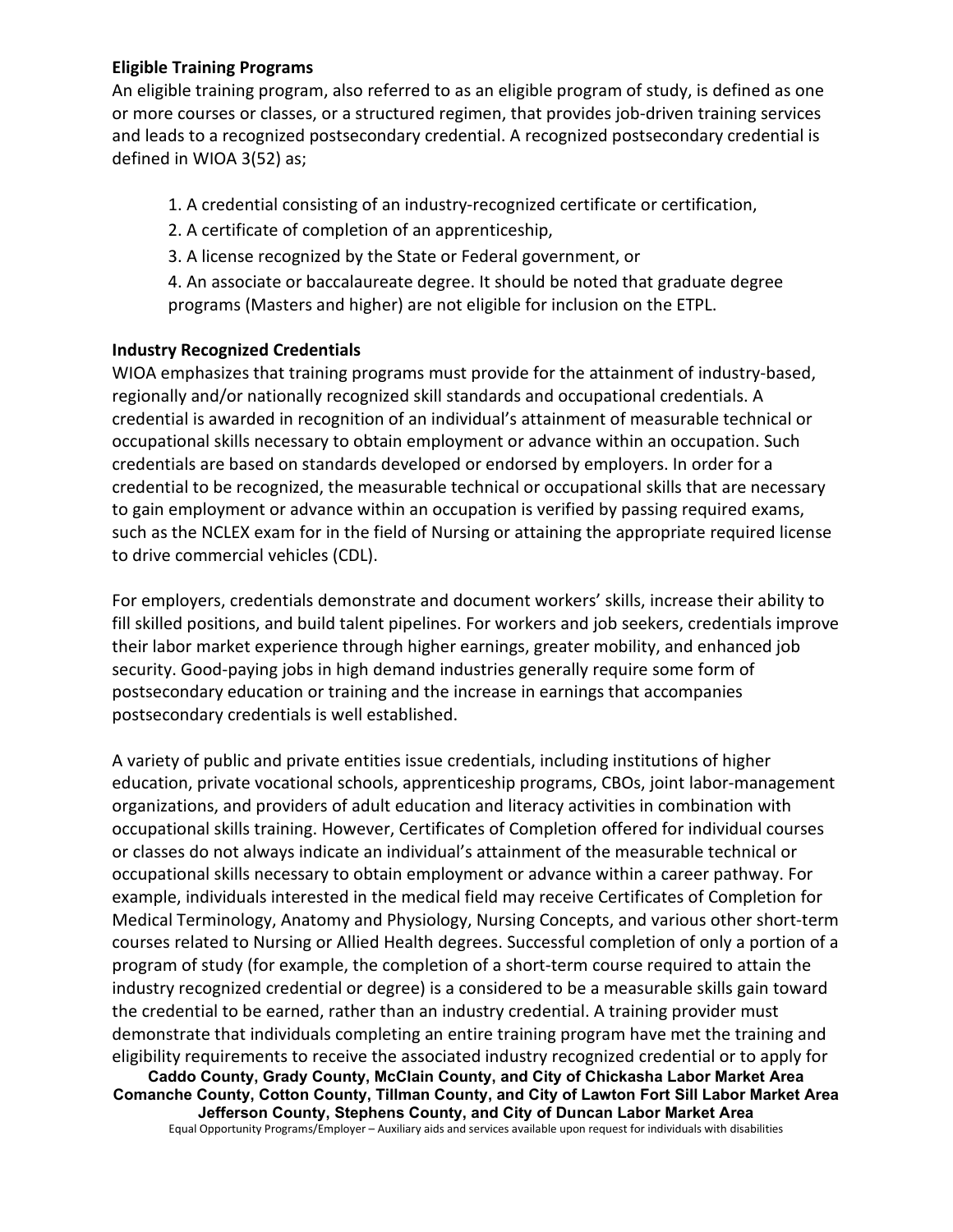**Eligible Training Programs**

An eligible training program, also referred to as an eligible program of study, is defined as one or more courses or classes, or a structured regimen, that provides job-driven training services and leads to a recognized postsecondary credential. A recognized postsecondary credential is defined in WIOA 3(52) as;

1. A credential consisting of an industry-recognized certificate or certification,
2. A certificate of completion of an apprenticeship,
3. A license recognized by the State or Federal government, or
4. An associate or baccalaureate degree. It should be noted that graduate degree programs (Masters and higher) are not eligible for inclusion on the ETPL.

**Industry Recognized Credentials**

WIOA emphasizes that training programs must provide for the attainment of industry-based, regionally and/or nationally recognized skill standards and occupational credentials. A credential is awarded in recognition of an individual's attainment of measurable technical or occupational skills necessary to obtain employment or advance within an occupation. Such credentials are based on standards developed or endorsed by employers. In order for a credential to be recognized, the measurable technical or occupational skills that are necessary to gain employment or advance within an occupation is verified by passing required exams, such as the NCLEX exam for in the field of Nursing or attaining the appropriate required license to drive commercial vehicles (CDL).

For employers, credentials demonstrate and document workers' skills, increase their ability to fill skilled positions, and build talent pipelines. For workers and job seekers, credentials improve their labor market experience through higher earnings, greater mobility, and enhanced job security. Good-paying jobs in high demand industries generally require some form of postsecondary education or training and the increase in earnings that accompanies postsecondary credentials is well established.

A variety of public and private entities issue credentials, including institutions of higher education, private vocational schools, apprenticeship programs, CBOs, joint labor-management organizations, and providers of adult education and literacy activities in combination with occupational skills training. However, Certificates of Completion offered for individual courses or classes do not always indicate an individual's attainment of the measurable technical or occupational skills necessary to obtain employment or advance within a career pathway. For example, individuals interested in the medical field may receive Certificates of Completion for Medical Terminology, Anatomy and Physiology, Nursing Concepts, and various other short-term courses related to Nursing or Allied Health degrees. Successful completion of only a portion of a program of study (for example, the completion of a short-term course required to attain the industry recognized credential or degree) is a considered to be a measurable skills gain toward the credential to be earned, rather than an industry credential. A training provider must demonstrate that individuals completing an entire training program have met the training and eligibility requirements to receive the associated industry recognized credential or to apply for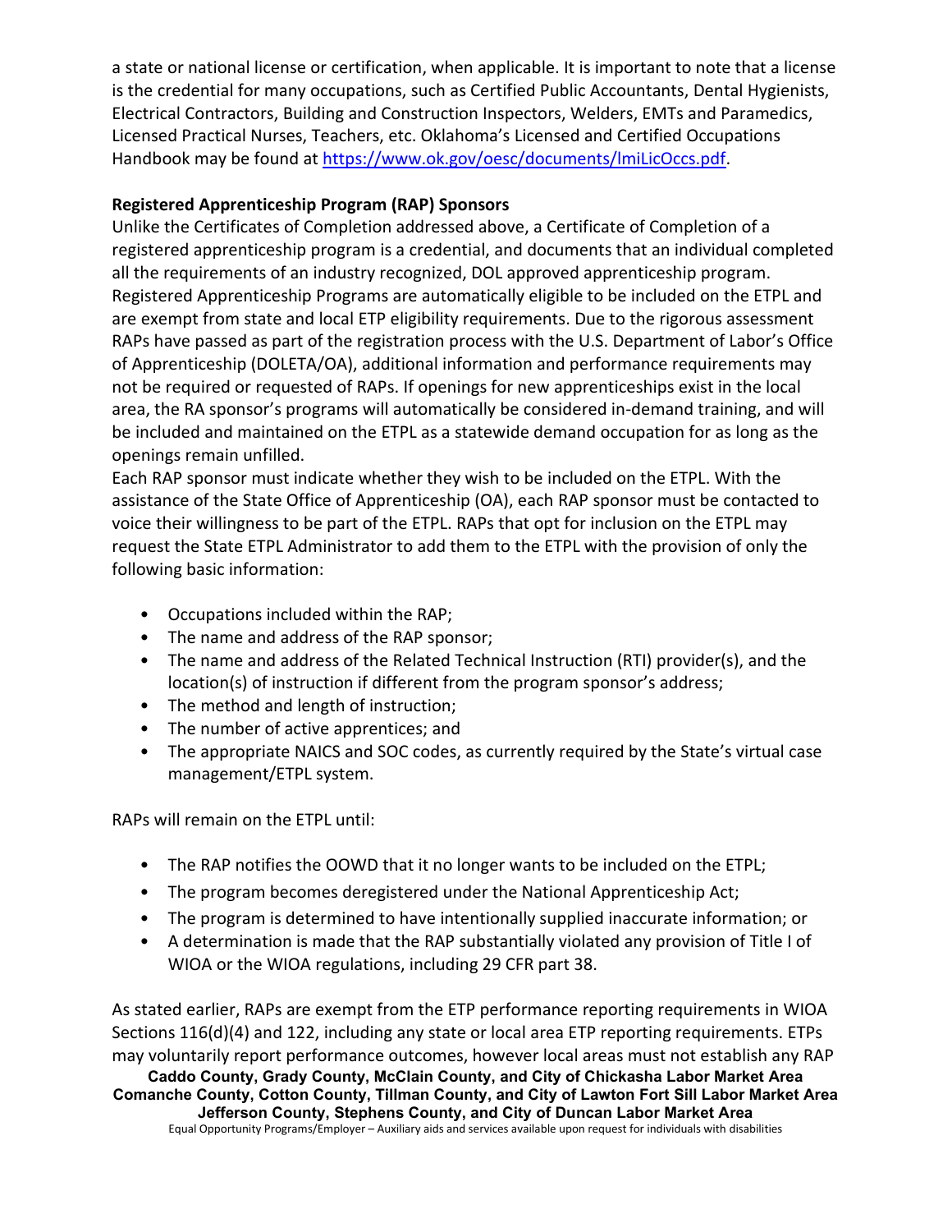a state or national license or certification, when applicable. It is important to note that a license is the credential for many occupations, such as Certified Public Accountants, Dental Hygienists, Electrical Contractors, Building and Construction Inspectors, Welders, EMTs and Paramedics, Licensed Practical Nurses, Teachers, etc. Oklahoma's Licensed and Certified Occupations Handbook may be found at https://www.ok.gov/oesc/documents/lmiLicOccs.pdf.

**Registered Apprenticeship Program (RAP) Sponsors**

Unlike the Certificates of Completion addressed above, a Certificate of Completion of a registered apprenticeship program is a credential, and documents that an individual completed all the requirements of an industry recognized, DOL approved apprenticeship program. Registered Apprenticeship Programs are automatically eligible to be included on the ETPL and are exempt from state and local ETP eligibility requirements. Due to the rigorous assessment RAPs have passed as part of the registration process with the U.S. Department of Labor's Office of Apprenticeship (DOLETA/OA), additional information and performance requirements may not be required or requested of RAPs. If openings for new apprenticeships exist in the local area, the RA sponsor's programs will automatically be considered in-demand training, and will be included and maintained on the ETPL as a statewide demand occupation for as long as the openings remain unfilled.

Each RAP sponsor must indicate whether they wish to be included on the ETPL. With the assistance of the State Office of Apprenticeship (OA), each RAP sponsor must be contacted to voice their willingness to be part of the ETPL. RAPs that opt for inclusion on the ETPL may request the State ETPL Administrator to add them to the ETPL with the provision of only the following basic information:

- Occupations included within the RAP;
- The name and address of the RAP sponsor;
- The name and address of the Related Technical Instruction (RTI) provider(s), and the location(s) of instruction if different from the program sponsor's address;
- The method and length of instruction;
- The number of active apprentices; and
- The appropriate NAICS and SOC codes, as currently required by the State's virtual case management/ETPL system.

RAPs will remain on the ETPL until:

- The RAP notifies the OOWD that it no longer wants to be included on the ETPL;
- The program becomes deregistered under the National Apprenticeship Act;
- The program is determined to have intentionally supplied inaccurate information; or
- A determination is made that the RAP substantially violated any provision of Title I of WIOA or the WIOA regulations, including 29 CFR part 38.

As stated earlier, RAPs are exempt from the ETP performance reporting requirements in WIOA Sections 116(d)(4) and 122, including any state or local area ETP reporting requirements. ETPs may voluntarily report performance outcomes, however local areas must not establish any RAP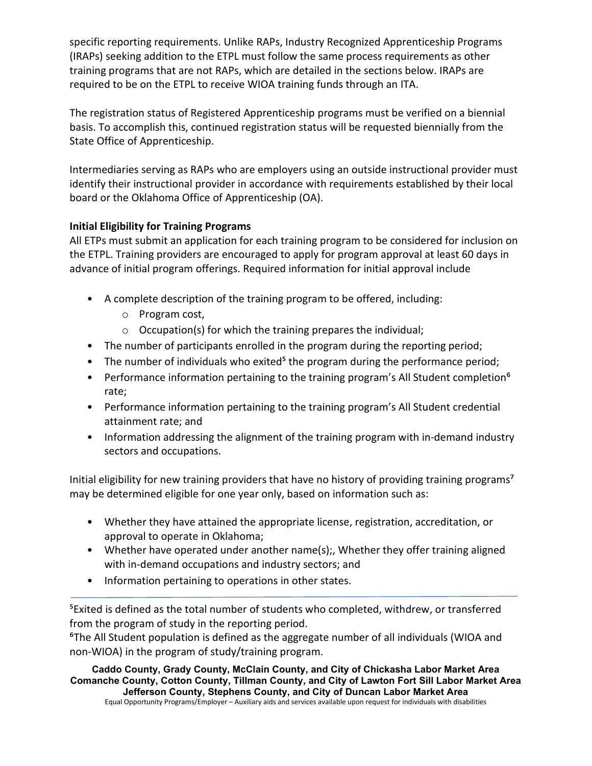specific reporting requirements. Unlike RAPs, Industry Recognized Apprenticeship Programs (IRAPs) seeking addition to the ETPL must follow the same process requirements as other training programs that are not RAPs, which are detailed in the sections below. IRAPs are required to be on the ETPL to receive WIOA training funds through an ITA.

The registration status of Registered Apprenticeship programs must be verified on a biennial basis. To accomplish this, continued registration status will be requested biennially from the State Office of Apprenticeship.

Intermediaries serving as RAPs who are employers using an outside instructional provider must identify their instructional provider in accordance with requirements established by their local board or the Oklahoma Office of Apprenticeship (OA).

**Initial Eligibility for Training Programs**

All ETPs must submit an application for each training program to be considered for inclusion on the ETPL. Training providers are encouraged to apply for program approval at least 60 days in advance of initial program offerings. Required information for initial approval include

- A complete description of the training program to be offered, including:
  - Program cost,
  - Occupation(s) for which the training prepares the individual;
- The number of participants enrolled in the program during the reporting period;
- The number of individuals who exited[5] the program during the performance period;
- Performance information pertaining to the training program's All Student completion[6] rate;
- Performance information pertaining to the training program's All Student credential attainment rate; and
- Information addressing the alignment of the training program with in-demand industry sectors and occupations.

Initial eligibility for new training providers that have no history of providing training programs[7] may be determined eligible for one year only, based on information such as:

- Whether they have attained the appropriate license, registration, accreditation, or approval to operate in Oklahoma;
- Whether have operated under another name(s);, Whether they offer training aligned with in-demand occupations and industry sectors; and
- Information pertaining to operations in other states.

---

[5]Exited is defined as the total number of students who completed, withdrew, or transferred from the program of study in the reporting period.

[6]The All Student population is defined as the aggregate number of all individuals (WIOA and non-WIOA) in the program of study/training program.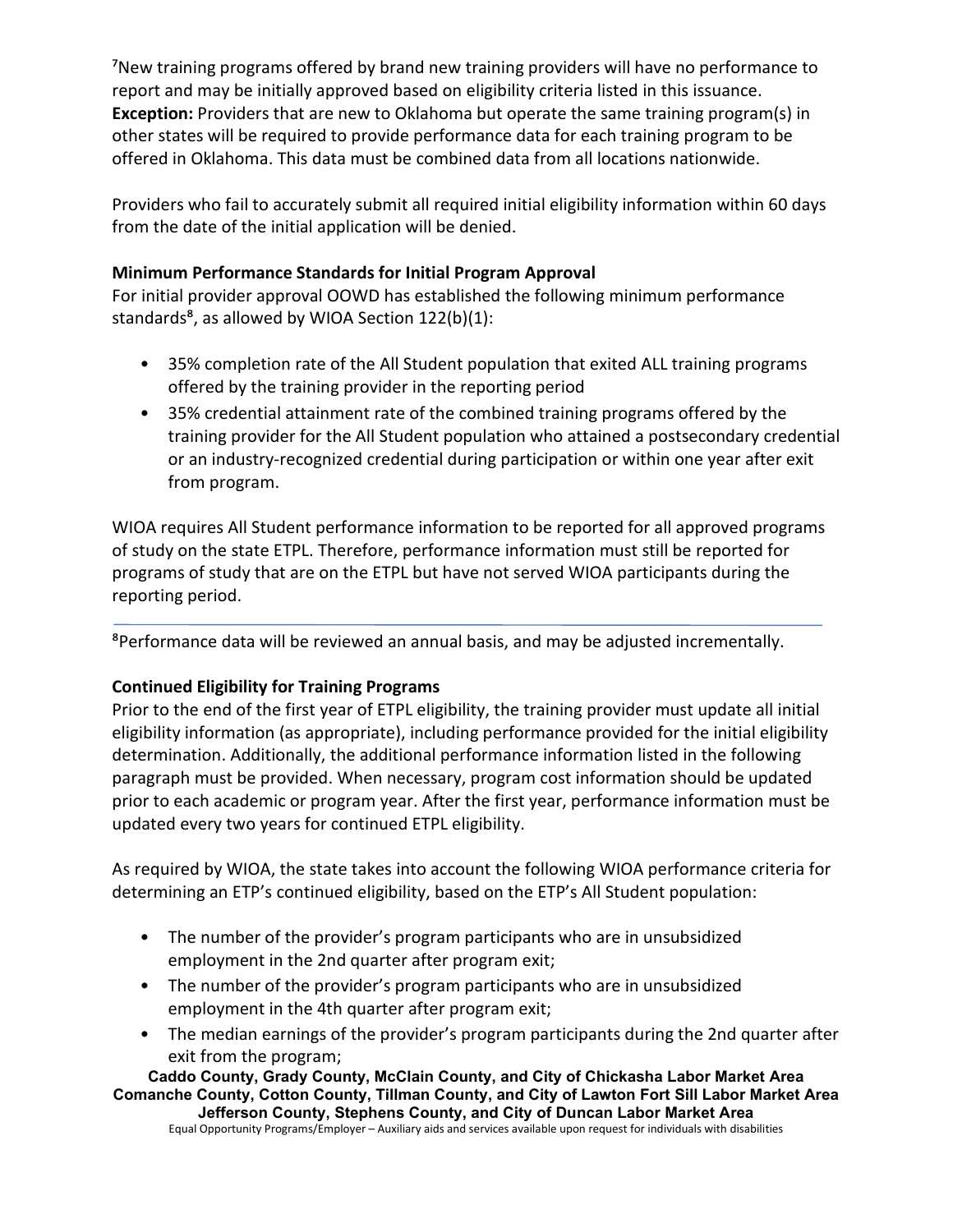[7]New training programs offered by brand new training providers will have no performance to report and may be initially approved based on eligibility criteria listed in this issuance. **Exception:** Providers that are new to Oklahoma but operate the same training program(s) in other states will be required to provide performance data for each training program to be offered in Oklahoma. This data must be combined data from all locations nationwide.

Providers who fail to accurately submit all required initial eligibility information within 60 days from the date of the initial application will be denied.

**Minimum Performance Standards for Initial Program Approval**

For initial provider approval OOWD has established the following minimum performance standards[8], as allowed by WIOA Section 122(b)(1):

- 35% completion rate of the All Student population that exited ALL training programs offered by the training provider in the reporting period
- 35% credential attainment rate of the combined training programs offered by the training provider for the All Student population who attained a postsecondary credential or an industry-recognized credential during participation or within one year after exit from program.

WIOA requires All Student performance information to be reported for all approved programs of study on the state ETPL. Therefore, performance information must still be reported for programs of study that are on the ETPL but have not served WIOA participants during the reporting period.

---

[8]Performance data will be reviewed an annual basis, and may be adjusted incrementally.

**Continued Eligibility for Training Programs**

Prior to the end of the first year of ETPL eligibility, the training provider must update all initial eligibility information (as appropriate), including performance provided for the initial eligibility determination. Additionally, the additional performance information listed in the following paragraph must be provided. When necessary, program cost information should be updated prior to each academic or program year. After the first year, performance information must be updated every two years for continued ETPL eligibility.

As required by WIOA, the state takes into account the following WIOA performance criteria for determining an ETP's continued eligibility, based on the ETP's All Student population:

- The number of the provider's program participants who are in unsubsidized employment in the 2nd quarter after program exit;
- The number of the provider's program participants who are in unsubsidized employment in the 4th quarter after program exit;
- The median earnings of the provider's program participants during the 2nd quarter after exit from the program;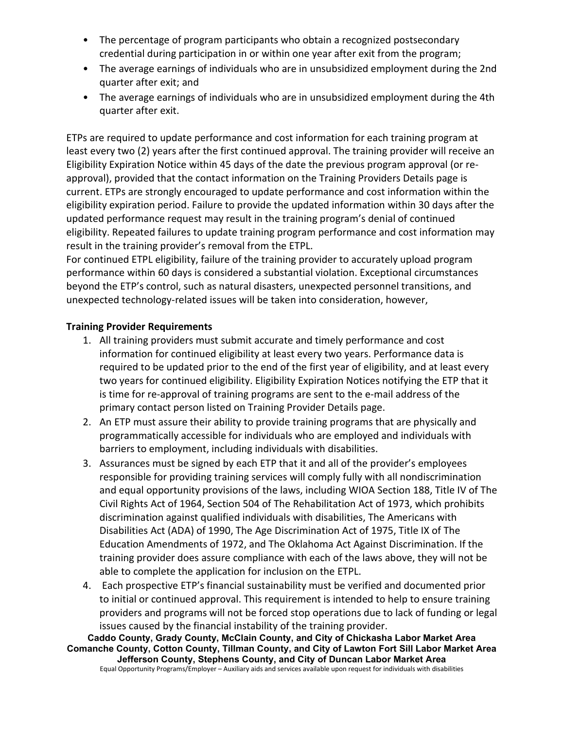- The percentage of program participants who obtain a recognized postsecondary credential during participation in or within one year after exit from the program;
- The average earnings of individuals who are in unsubsidized employment during the 2nd quarter after exit; and
- The average earnings of individuals who are in unsubsidized employment during the 4th quarter after exit.

ETPs are required to update performance and cost information for each training program at least every two (2) years after the first continued approval. The training provider will receive an Eligibility Expiration Notice within 45 days of the date the previous program approval (or re-approval), provided that the contact information on the Training Providers Details page is current. ETPs are strongly encouraged to update performance and cost information within the eligibility expiration period. Failure to provide the updated information within 30 days after the updated performance request may result in the training program's denial of continued eligibility. Repeated failures to update training program performance and cost information may result in the training provider's removal from the ETPL.

For continued ETPL eligibility, failure of the training provider to accurately upload program performance within 60 days is considered a substantial violation. Exceptional circumstances beyond the ETP's control, such as natural disasters, unexpected personnel transitions, and unexpected technology-related issues will be taken into consideration, however,

**Training Provider Requirements**

1. All training providers must submit accurate and timely performance and cost information for continued eligibility at least every two years. Performance data is required to be updated prior to the end of the first year of eligibility, and at least every two years for continued eligibility. Eligibility Expiration Notices notifying the ETP that it is time for re-approval of training programs are sent to the e-mail address of the primary contact person listed on Training Provider Details page.
2. An ETP must assure their ability to provide training programs that are physically and programmatically accessible for individuals who are employed and individuals with barriers to employment, including individuals with disabilities.
3. Assurances must be signed by each ETP that it and all of the provider's employees responsible for providing training services will comply fully with all nondiscrimination and equal opportunity provisions of the laws, including WIOA Section 188, Title IV of The Civil Rights Act of 1964, Section 504 of The Rehabilitation Act of 1973, which prohibits discrimination against qualified individuals with disabilities, The Americans with Disabilities Act (ADA) of 1990, The Age Discrimination Act of 1975, Title IX of The Education Amendments of 1972, and The Oklahoma Act Against Discrimination. If the training provider does assure compliance with each of the laws above, they will not be able to complete the application for inclusion on the ETPL.
4. Each prospective ETP's financial sustainability must be verified and documented prior to initial or continued approval. This requirement is intended to help to ensure training providers and programs will not be forced stop operations due to lack of funding or legal issues caused by the financial instability of the training provider.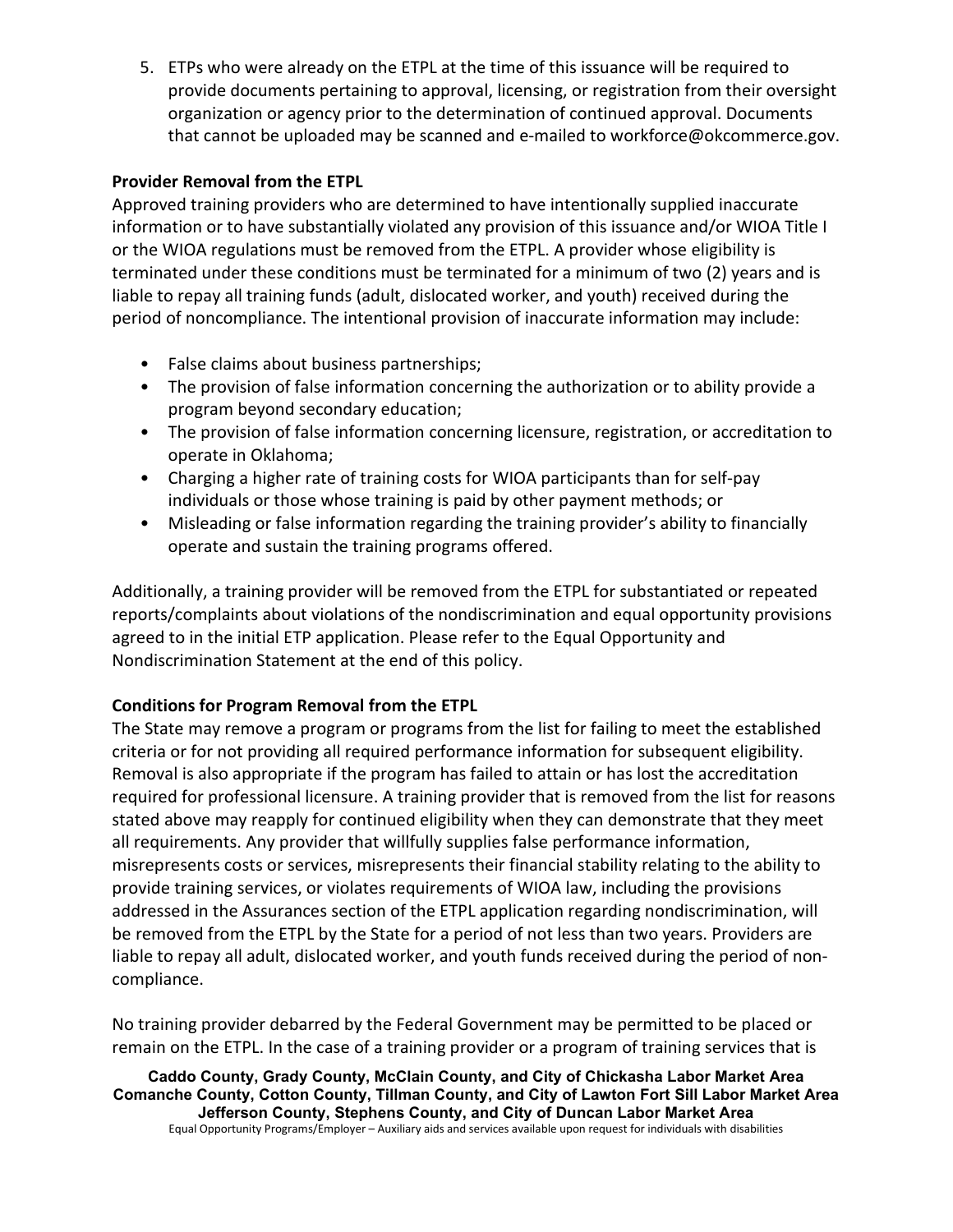5. ETPs who were already on the ETPL at the time of this issuance will be required to provide documents pertaining to approval, licensing, or registration from their oversight organization or agency prior to the determination of continued approval. Documents that cannot be uploaded may be scanned and e-mailed to workforce@okcommerce.gov.

**Provider Removal from the ETPL**

Approved training providers who are determined to have intentionally supplied inaccurate information or to have substantially violated any provision of this issuance and/or WIOA Title I or the WIOA regulations must be removed from the ETPL. A provider whose eligibility is terminated under these conditions must be terminated for a minimum of two (2) years and is liable to repay all training funds (adult, dislocated worker, and youth) received during the period of noncompliance. The intentional provision of inaccurate information may include:

- False claims about business partnerships;
- The provision of false information concerning the authorization or to ability provide a program beyond secondary education;
- The provision of false information concerning licensure, registration, or accreditation to operate in Oklahoma;
- Charging a higher rate of training costs for WIOA participants than for self-pay individuals or those whose training is paid by other payment methods; or
- Misleading or false information regarding the training provider's ability to financially operate and sustain the training programs offered.

Additionally, a training provider will be removed from the ETPL for substantiated or repeated reports/complaints about violations of the nondiscrimination and equal opportunity provisions agreed to in the initial ETP application. Please refer to the Equal Opportunity and Nondiscrimination Statement at the end of this policy.

**Conditions for Program Removal from the ETPL**

The State may remove a program or programs from the list for failing to meet the established criteria or for not providing all required performance information for subsequent eligibility. Removal is also appropriate if the program has failed to attain or has lost the accreditation required for professional licensure. A training provider that is removed from the list for reasons stated above may reapply for continued eligibility when they can demonstrate that they meet all requirements. Any provider that willfully supplies false performance information, misrepresents costs or services, misrepresents their financial stability relating to the ability to provide training services, or violates requirements of WIOA law, including the provisions addressed in the Assurances section of the ETPL application regarding nondiscrimination, will be removed from the ETPL by the State for a period of not less than two years. Providers are liable to repay all adult, dislocated worker, and youth funds received during the period of non-compliance.

No training provider debarred by the Federal Government may be permitted to be placed or remain on the ETPL. In the case of a training provider or a program of training services that is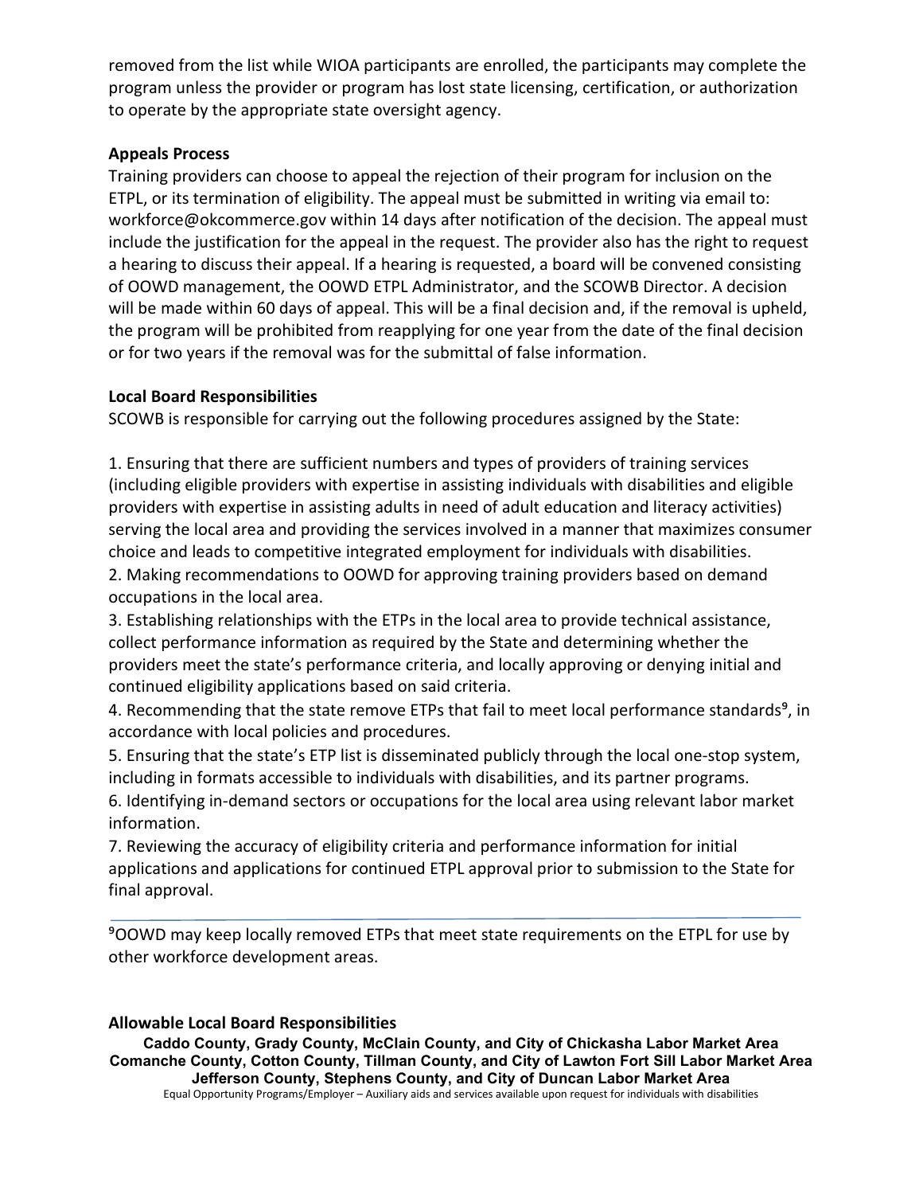removed from the list while WIOA participants are enrolled, the participants may complete the program unless the provider or program has lost state licensing, certification, or authorization to operate by the appropriate state oversight agency.

**Appeals Process**

Training providers can choose to appeal the rejection of their program for inclusion on the ETPL, or its termination of eligibility. The appeal must be submitted in writing via email to: workforce@okcommerce.gov within 14 days after notification of the decision. The appeal must include the justification for the appeal in the request. The provider also has the right to request a hearing to discuss their appeal. If a hearing is requested, a board will be convened consisting of OOWD management, the OOWD ETPL Administrator, and the SCOWB Director. A decision will be made within 60 days of appeal. This will be a final decision and, if the removal is upheld, the program will be prohibited from reapplying for one year from the date of the final decision or for two years if the removal was for the submittal of false information.

**Local Board Responsibilities**

SCOWB is responsible for carrying out the following procedures assigned by the State:

1. Ensuring that there are sufficient numbers and types of providers of training services (including eligible providers with expertise in assisting individuals with disabilities and eligible providers with expertise in assisting adults in need of adult education and literacy activities) serving the local area and providing the services involved in a manner that maximizes consumer choice and leads to competitive integrated employment for individuals with disabilities.
2. Making recommendations to OOWD for approving training providers based on demand occupations in the local area.
3. Establishing relationships with the ETPs in the local area to provide technical assistance, collect performance information as required by the State and determining whether the providers meet the state's performance criteria, and locally approving or denying initial and continued eligibility applications based on said criteria.
4. Recommending that the state remove ETPs that fail to meet local performance standards[9], in accordance with local policies and procedures.
5. Ensuring that the state's ETP list is disseminated publicly through the local one-stop system, including in formats accessible to individuals with disabilities, and its partner programs.
6. Identifying in-demand sectors or occupations for the local area using relevant labor market information.
7. Reviewing the accuracy of eligibility criteria and performance information for initial applications and applications for continued ETPL approval prior to submission to the State for final approval.

[9]OOWD may keep locally removed ETPs that meet state requirements on the ETPL for use by other workforce development areas.

**Allowable Local Board Responsibilities**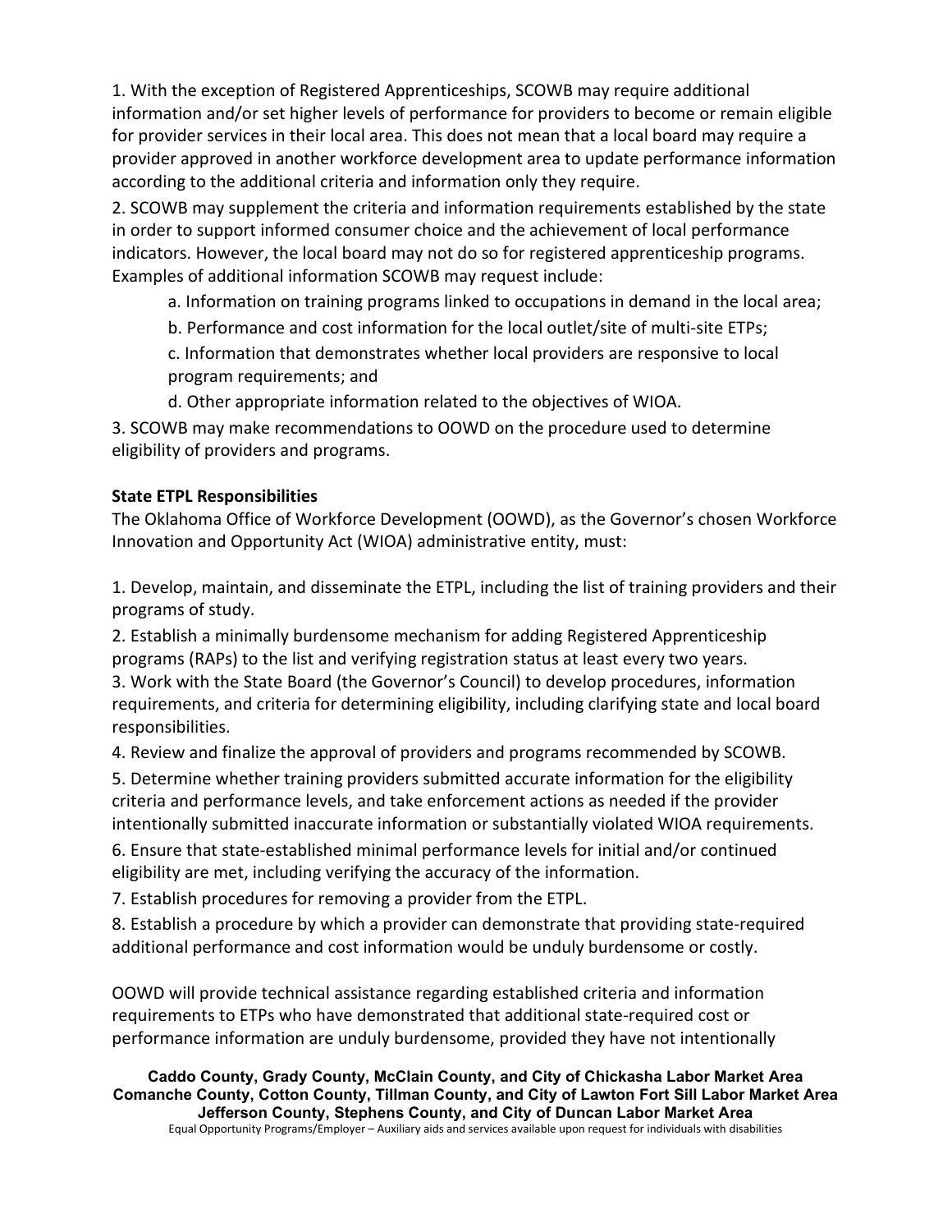1. With the exception of Registered Apprenticeships, SCOWB may require additional information and/or set higher levels of performance for providers to become or remain eligible for provider services in their local area. This does not mean that a local board may require a provider approved in another workforce development area to update performance information according to the additional criteria and information only they require.

2. SCOWB may supplement the criteria and information requirements established by the state in order to support informed consumer choice and the achievement of local performance indicators. However, the local board may not do so for registered apprenticeship programs. Examples of additional information SCOWB may request include:

   a. Information on training programs linked to occupations in demand in the local area;

   b. Performance and cost information for the local outlet/site of multi-site ETPs;

   c. Information that demonstrates whether local providers are responsive to local program requirements; and

   d. Other appropriate information related to the objectives of WIOA.

3. SCOWB may make recommendations to OOWD on the procedure used to determine eligibility of providers and programs.

**State ETPL Responsibilities**

The Oklahoma Office of Workforce Development (OOWD), as the Governor's chosen Workforce Innovation and Opportunity Act (WIOA) administrative entity, must:

1. Develop, maintain, and disseminate the ETPL, including the list of training providers and their programs of study.
2. Establish a minimally burdensome mechanism for adding Registered Apprenticeship programs (RAPs) to the list and verifying registration status at least every two years.
3. Work with the State Board (the Governor's Council) to develop procedures, information requirements, and criteria for determining eligibility, including clarifying state and local board responsibilities.
4. Review and finalize the approval of providers and programs recommended by SCOWB.
5. Determine whether training providers submitted accurate information for the eligibility criteria and performance levels, and take enforcement actions as needed if the provider intentionally submitted inaccurate information or substantially violated WIOA requirements.
6. Ensure that state-established minimal performance levels for initial and/or continued eligibility are met, including verifying the accuracy of the information.
7. Establish procedures for removing a provider from the ETPL.
8. Establish a procedure by which a provider can demonstrate that providing state-required additional performance and cost information would be unduly burdensome or costly.

OOWD will provide technical assistance regarding established criteria and information requirements to ETPs who have demonstrated that additional state-required cost or performance information are unduly burdensome, provided they have not intentionally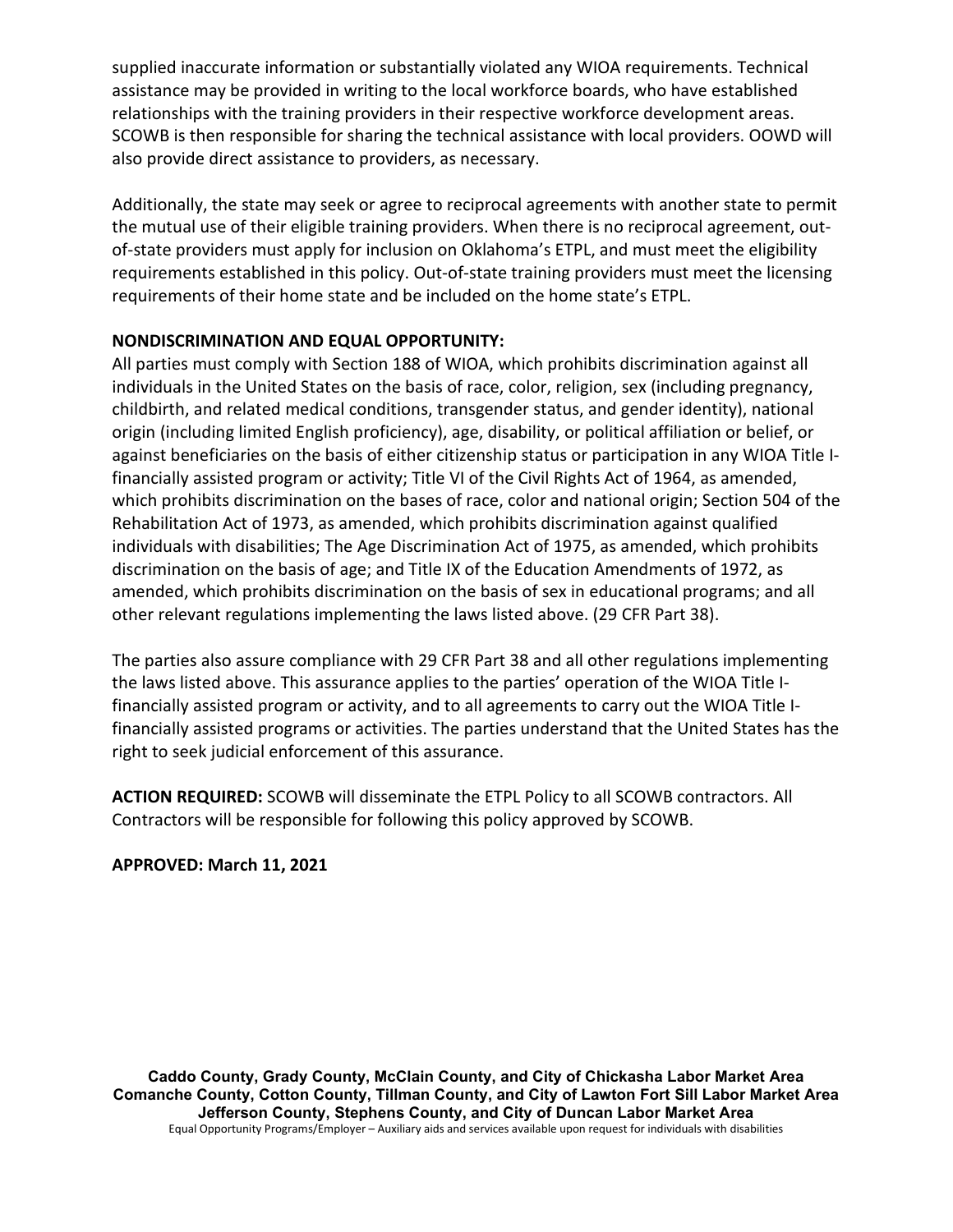supplied inaccurate information or substantially violated any WIOA requirements. Technical assistance may be provided in writing to the local workforce boards, who have established relationships with the training providers in their respective workforce development areas. SCOWB is then responsible for sharing the technical assistance with local providers. OOWD will also provide direct assistance to providers, as necessary.

Additionally, the state may seek or agree to reciprocal agreements with another state to permit the mutual use of their eligible training providers. When there is no reciprocal agreement, out-of-state providers must apply for inclusion on Oklahoma's ETPL, and must meet the eligibility requirements established in this policy. Out-of-state training providers must meet the licensing requirements of their home state and be included on the home state's ETPL.

**NONDISCRIMINATION AND EQUAL OPPORTUNITY:**

All parties must comply with Section 188 of WIOA, which prohibits discrimination against all individuals in the United States on the basis of race, color, religion, sex (including pregnancy, childbirth, and related medical conditions, transgender status, and gender identity), national origin (including limited English proficiency), age, disability, or political affiliation or belief, or against beneficiaries on the basis of either citizenship status or participation in any WIOA Title I-financially assisted program or activity; Title VI of the Civil Rights Act of 1964, as amended, which prohibits discrimination on the bases of race, color and national origin; Section 504 of the Rehabilitation Act of 1973, as amended, which prohibits discrimination against qualified individuals with disabilities; The Age Discrimination Act of 1975, as amended, which prohibits discrimination on the basis of age; and Title IX of the Education Amendments of 1972, as amended, which prohibits discrimination on the basis of sex in educational programs; and all other relevant regulations implementing the laws listed above. (29 CFR Part 38).

The parties also assure compliance with 29 CFR Part 38 and all other regulations implementing the laws listed above. This assurance applies to the parties' operation of the WIOA Title I-financially assisted program or activity, and to all agreements to carry out the WIOA Title I-financially assisted programs or activities. The parties understand that the United States has the right to seek judicial enforcement of this assurance.

**ACTION REQUIRED:** SCOWB will disseminate the ETPL Policy to all SCOWB contractors. All Contractors will be responsible for following this policy approved by SCOWB.

**APPROVED: March 11, 2021**